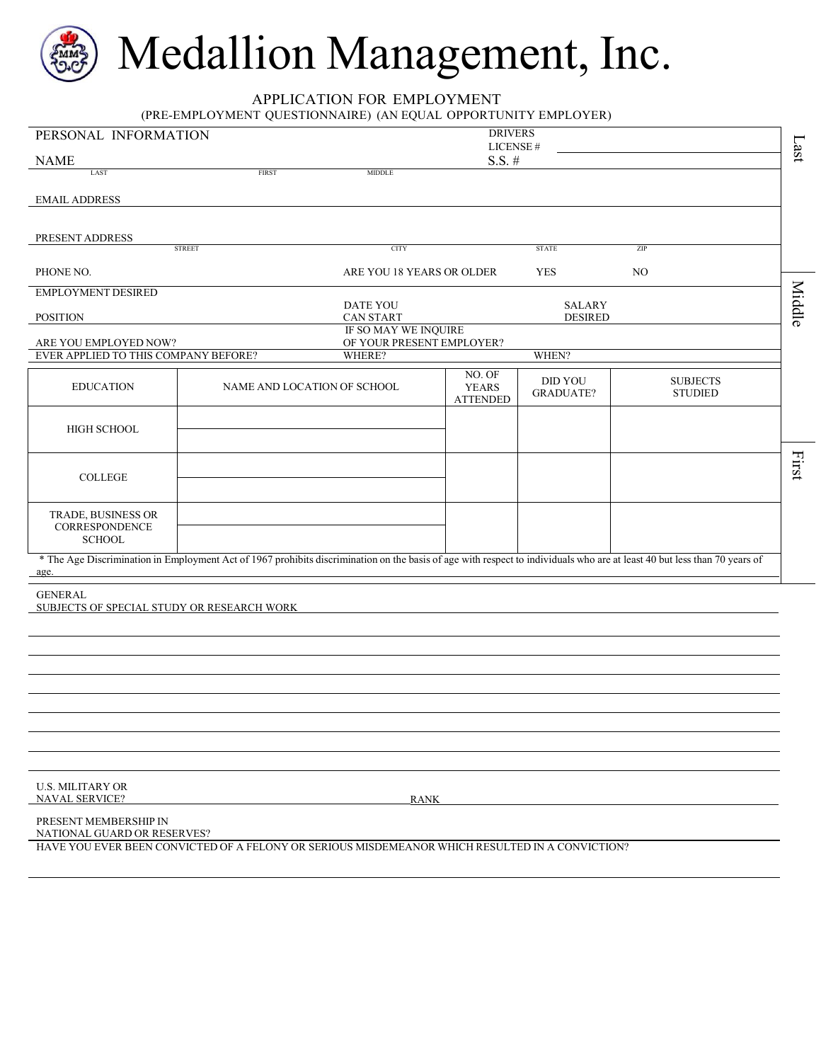# Medallion Management, Inc.

APPLICATION FOR EMPLOYMENT

(PRE-EMPLOYMENT QUESTIONNAIRE) (AN EQUAL OPPORTUNITY EMPLOYER)

PERSONAL INFORMATION

DRIVERS LICENSE #

NAME
LAST FIRST MIDDLE

S.S. #

EMAIL ADDRESS

PRESENT ADDRESS
STREET CITY STATE ZIP

PHONE NO. ARE YOU 18 YEARS OR OLDER YES NO

EMPLOYMENT DESIRED

POSITION DATE YOU CAN START SALARY DESIRED

ARE YOU EMPLOYED NOW? IF SO MAY WE INQUIRE OF YOUR PRESENT EMPLOYER?

EVER APPLIED TO THIS COMPANY BEFORE? WHERE? WHEN?

| EDUCATION | NAME AND LOCATION OF SCHOOL | NO. OF YEARS ATTENDED | DID YOU GRADUATE? | SUBJECTS STUDIED |
|---|---|---|---|---|
| HIGH SCHOOL | | | | |
| COLLEGE | | | | |
| TRADE, BUSINESS OR CORRESPONDENCE SCHOOL | | | | |

\* The Age Discrimination in Employment Act of 1967 prohibits discrimination on the basis of age with respect to individuals who are at least 40 but less than 70 years of age.

Last Middle First

GENERAL

SUBJECTS OF SPECIAL STUDY OR RESEARCH WORK

U.S. MILITARY OR NAVAL SERVICE? RANK

PRESENT MEMBERSHIP IN NATIONAL GUARD OR RESERVES?

HAVE YOU EVER BEEN CONVICTED OF A FELONY OR SERIOUS MISDEMEANOR WHICH RESULTED IN A CONVICTION?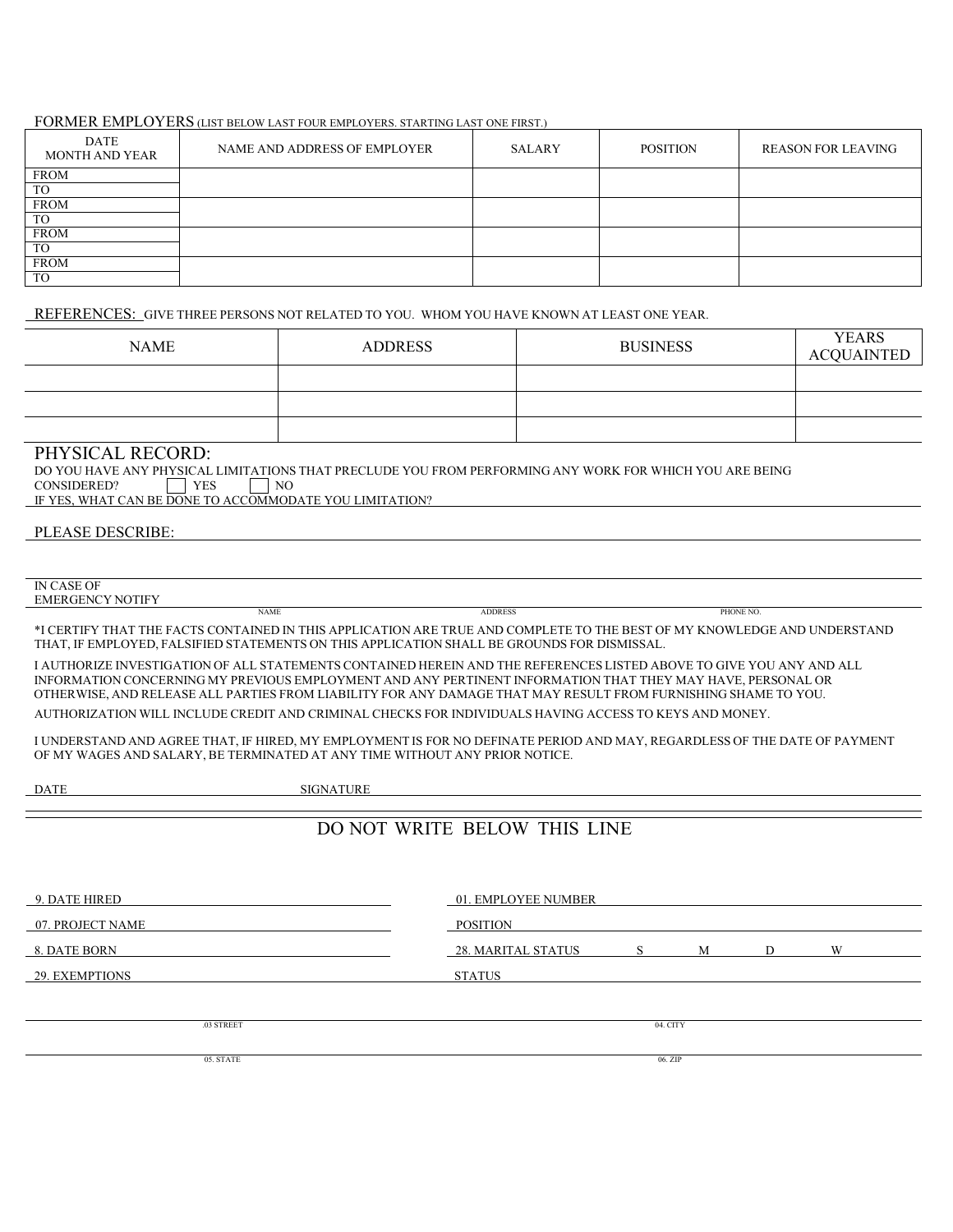FORMER EMPLOYERS (LIST BELOW LAST FOUR EMPLOYERS. STARTING LAST ONE FIRST.)

| DATE MONTH AND YEAR | NAME AND ADDRESS OF EMPLOYER | SALARY | POSITION | REASON FOR LEAVING |
|---|---|---|---|---|
| FROM<br>TO | | | | |
| FROM<br>TO | | | | |
| FROM<br>TO | | | | |
| FROM<br>TO | | | | |

REFERENCES: GIVE THREE PERSONS NOT RELATED TO YOU. WHOM YOU HAVE KNOWN AT LEAST ONE YEAR.

| NAME | ADDRESS | BUSINESS | YEARS ACQUAINTED |
|---|---|---|---|
| | | | |
| | | | |
| | | | |

## PHYSICAL RECORD:

DO YOU HAVE ANY PHYSICAL LIMITATIONS THAT PRECLUDE YOU FROM PERFORMING ANY WORK FOR WHICH YOU ARE BEING CONSIDERED? ☐ YES ☐ NO

IF YES, WHAT CAN BE DONE TO ACCOMMODATE YOU LIMITATION? \_\_\_\_\_\_\_\_\_\_

PLEASE DESCRIBE: \_\_\_\_\_\_\_\_\_\_

IN CASE OF EMERGENCY NOTIFY \_\_\_\_\_\_\_\_\_\_

NAME ADDRESS PHONE NO.

*I CERTIFY THAT THE FACTS CONTAINED IN THIS APPLICATION ARE TRUE AND COMPLETE TO THE BEST OF MY KNOWLEDGE AND UNDERSTAND THAT, IF EMPLOYED, FALSIFIED STATEMENTS ON THIS APPLICATION SHALL BE GROUNDS FOR DISMISSAL.

I AUTHORIZE INVESTIGATION OF ALL STATEMENTS CONTAINED HEREIN AND THE REFERENCES LISTED ABOVE TO GIVE YOU ANY AND ALL INFORMATION CONCERNING MY PREVIOUS EMPLOYMENT AND ANY PERTINENT INFORMATION THAT THEY MAY HAVE, PERSONAL OR OTHERWISE, AND RELEASE ALL PARTIES FROM LIABILITY FOR ANY DAMAGE THAT MAY RESULT FROM FURNISHING SHAME TO YOU.

AUTHORIZATION WILL INCLUDE CREDIT AND CRIMINAL CHECKS FOR INDIVIDUALS HAVING ACCESS TO KEYS AND MONEY.

I UNDERSTAND AND AGREE THAT, IF HIRED, MY EMPLOYMENT IS FOR NO DEFINATE PERIOD AND MAY, REGARDLESS OF THE DATE OF PAYMENT OF MY WAGES AND SALARY, BE TERMINATED AT ANY TIME WITHOUT ANY PRIOR NOTICE.

DATE \_\_\_\_\_\_\_\_\_\_ SIGNATURE \_\_\_\_\_\_\_\_\_\_

## DO NOT WRITE BELOW THIS LINE

9. DATE HIRED \_\_\_\_\_\_\_\_\_\_ 01. EMPLOYEE NUMBER \_\_\_\_\_\_\_\_\_\_

07. PROJECT NAME \_\_\_\_\_\_\_\_\_\_ POSITION \_\_\_\_\_\_\_\_\_\_

8. DATE BORN \_\_\_\_\_\_\_\_\_\_ 28. MARITAL STATUS S M D W

29. EXEMPTIONS \_\_\_\_\_\_\_\_\_\_ STATUS \_\_\_\_\_\_\_\_\_\_

.03 STREET \_\_\_\_\_\_\_\_\_\_ 04. CITY \_\_\_\_\_\_\_\_\_\_

05. STATE \_\_\_\_\_\_\_\_\_\_ 06. ZIP \_\_\_\_\_\_\_\_\_\_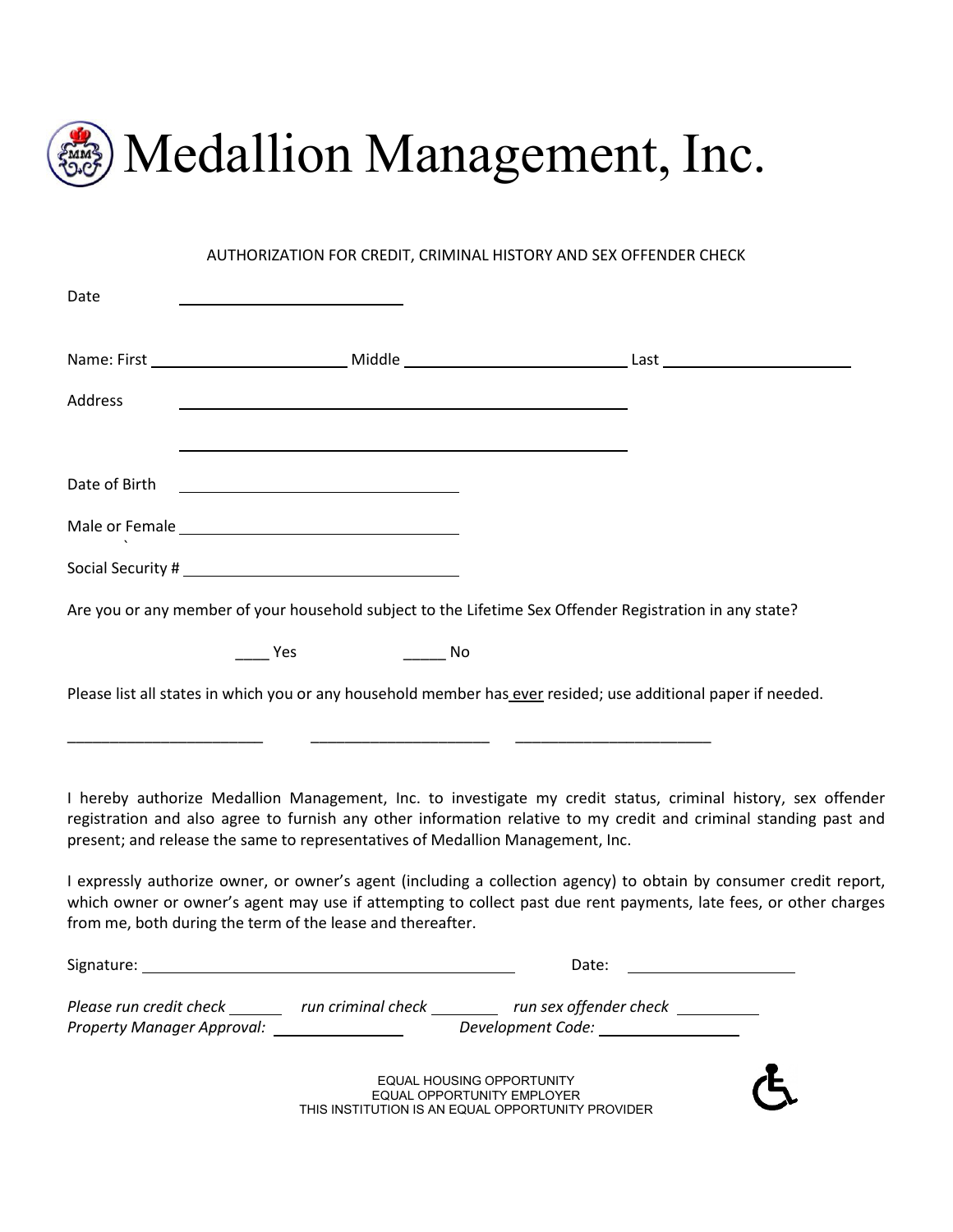# Medallion Management, Inc.

AUTHORIZATION FOR CREDIT, CRIMINAL HISTORY AND SEX OFFENDER CHECK

Date ______________________

Name: First ____________________ Middle ______________________ Last ____________________

Address ____________________________________________

____________________________________________

Date of Birth ____________________________

Male or Female ____________________________

Social Security # ____________________________

Are you or any member of your household subject to the Lifetime Sex Offender Registration in any state?

____ Yes _____ No

Please list all states in which you or any household member has ever resided; use additional paper if needed.

_______________________ _____________________ _______________________

I hereby authorize Medallion Management, Inc. to investigate my credit status, criminal history, sex offender registration and also agree to furnish any other information relative to my credit and criminal standing past and present; and release the same to representatives of Medallion Management, Inc.

I expressly authorize owner, or owner's agent (including a collection agency) to obtain by consumer credit report, which owner or owner's agent may use if attempting to collect past due rent payments, late fees, or other charges from me, both during the term of the lease and thereafter.

Signature: ________________________________________ Date: __________________

*Please run credit check* ______ *run criminal check* ________ *run sex offender check* __________
*Property Manager Approval:* ______________ *Development Code:* ________________

EQUAL HOUSING OPPORTUNITY
EQUAL OPPORTUNITY EMPLOYER
THIS INSTITUTION IS AN EQUAL OPPORTUNITY PROVIDER